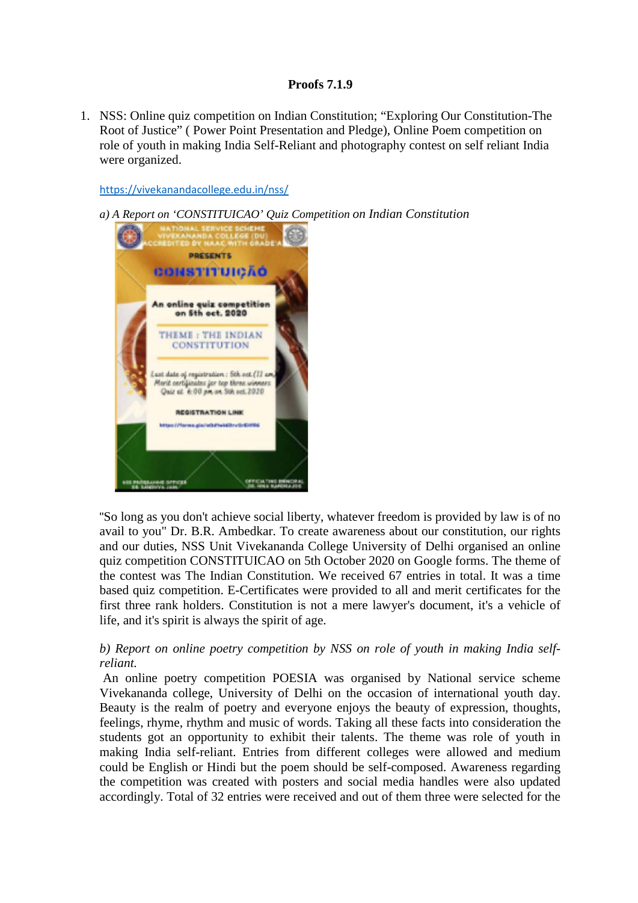**Proofs 7.1.9**

1. NSS: Online quiz competition on Indian Constitution; "Exploring Our Constitution-The Root of Justice" ( Power Point Presentation and Pledge), Online Poem competition on role of youth in making India Self-Reliant and photography contest on self reliant India were organized.

   https://vivekanandacollege.edu.in/nss/

   *a) A Report on 'CONSTITUICAO' Quiz Competition on Indian Constitution*

   "So long as you don't achieve social liberty, whatever freedom is provided by law is of no avail to you" Dr. B.R. Ambedkar. To create awareness about our constitution, our rights and our duties, NSS Unit Vivekananda College University of Delhi organised an online quiz competition CONSTITUICAO on 5th October 2020 on Google forms. The theme of the contest was The Indian Constitution. We received 67 entries in total. It was a time based quiz competition. E-Certificates were provided to all and merit certificates for the first three rank holders. Constitution is not a mere lawyer's document, it's a vehicle of life, and it's spirit is always the spirit of age.

   *b) Report on online poetry competition by NSS on role of youth in making India self-reliant.*

   An online poetry competition POESIA was organised by National service scheme Vivekananda college, University of Delhi on the occasion of international youth day. Beauty is the realm of poetry and everyone enjoys the beauty of expression, thoughts, feelings, rhyme, rhythm and music of words. Taking all these facts into consideration the students got an opportunity to exhibit their talents. The theme was role of youth in making India self-reliant. Entries from different colleges were allowed and medium could be English or Hindi but the poem should be self-composed. Awareness regarding the competition was created with posters and social media handles were also updated accordingly. Total of 32 entries were received and out of them three were selected for the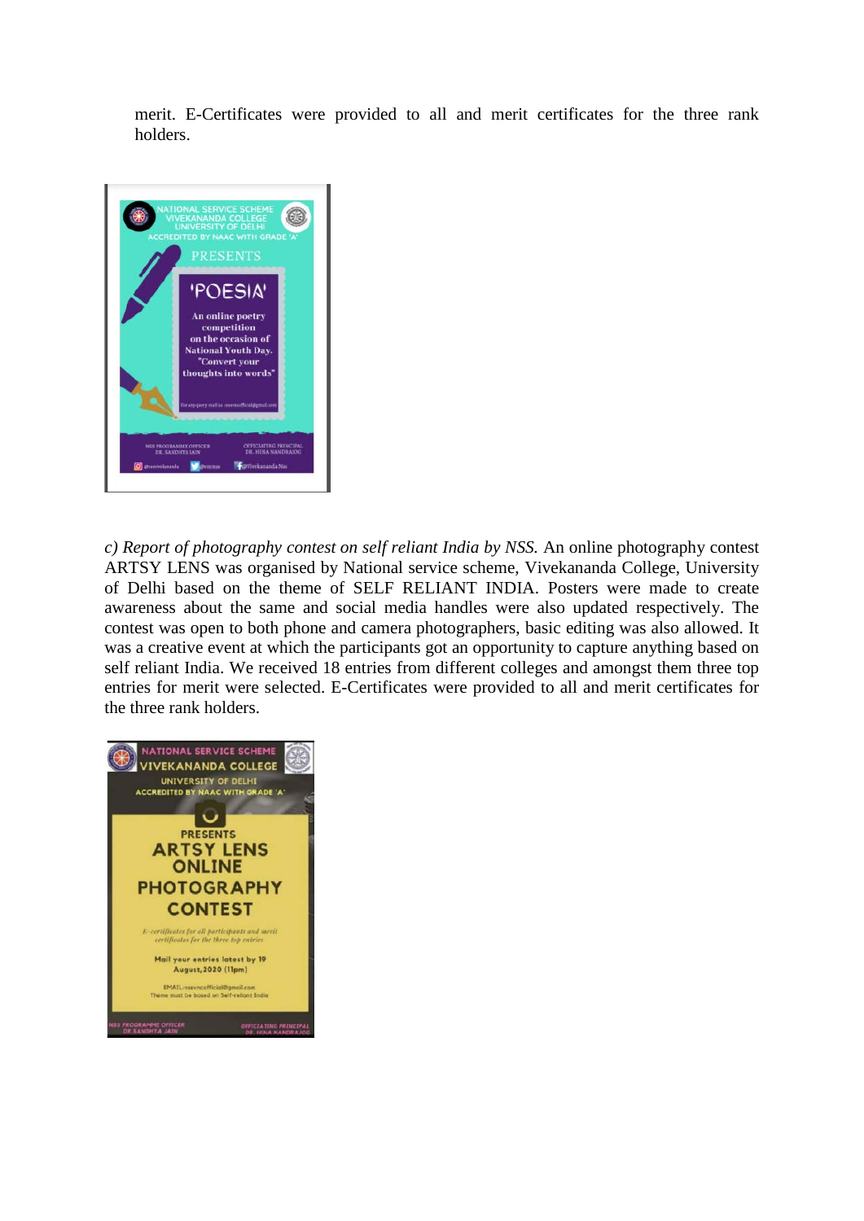merit. E-Certificates were provided to all and merit certificates for the three rank holders.

*c) Report of photography contest on self reliant India by NSS.* An online photography contest ARTSY LENS was organised by National service scheme, Vivekananda College, University of Delhi based on the theme of SELF RELIANT INDIA. Posters were made to create awareness about the same and social media handles were also updated respectively. The contest was open to both phone and camera photographers, basic editing was also allowed. It was a creative event at which the participants got an opportunity to capture anything based on self reliant India. We received 18 entries from different colleges and amongst them three top entries for merit were selected. E-Certificates were provided to all and merit certificates for the three rank holders.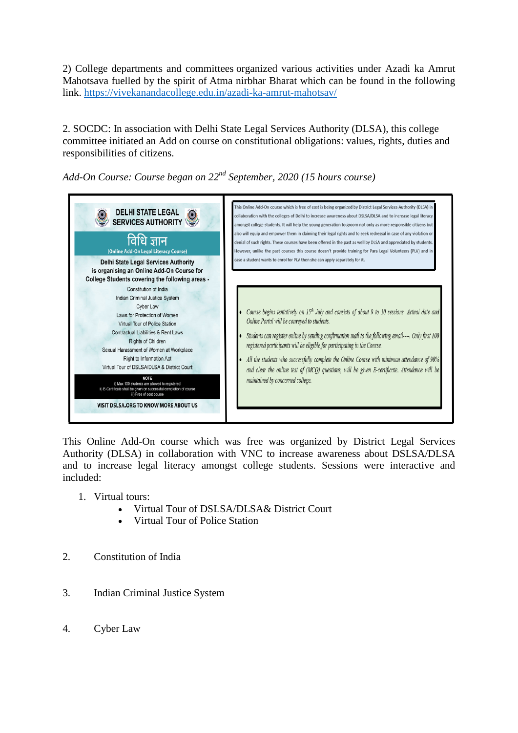2) College departments and committees organized various activities under Azadi ka Amrut Mahotsava fuelled by the spirit of Atma nirbhar Bharat which can be found in the following link. [https://vivekanandacollege.edu.in/azadi-ka-amrut-mahotsav/](https://vivekanandacollege.edu.in/azadi-ka-amrut-mahotsav/)

2. SOCDC: In association with Delhi State Legal Services Authority (DLSA), this college committee initiated an Add on course on constitutional obligations: values, rights, duties and responsibilities of citizens.

*Add-On Course: Course began on 22nd September, 2020 (15 hours course)*

**DELHI STATE LEGAL SERVICES AUTHORITY**

**विधि ज्ञान**

**(Online Add-On Legal Literacy Course)**

**Delhi State Legal Services Authority is organising an Online Add-On Course for College Students covering the following areas -**

Constitution of India
Indian Criminal Justice System
Cyber Law
Laws for Protection of Women
Virtual Tour of Police Station
Contractual Liabilities & Rent Laws
Rights of Children
Sexual Harassment of Women at Workplace
Right to Information Act
Virtual Tour of DSLSA/DLSA & District Court

**NOTE**
i) Max 100 students are allowed to registered
ii) E-Certificate shall be given on successful completion of course
iii) Free of cost course

**VISIT DSLSA.ORG TO KNOW MORE ABOUT US**

This Online Add-On course which is free of cost is being organized by District Legal Services Authority (DLSA) in collaboration with the colleges of Delhi to increase awareness about DSLSA/DLSA and to increase legal literacy amongst college students. It will help the young generation to groom not only as more responsible citizens but also will equip and empower them in claiming their legal rights and to seek redressal in case of any violation or denial of such rights. These courses have been offered in the past as well by DLSA and appreciated by students. However, unlike the past courses this course doesn't provide training for Para Legal Volunteers (PLV) and in case a student wants to enrol for PLV then she can apply separately for it.

- *Course begins tentatively on 15th July and consists of about 9 to 10 sessions. Actual date and Online Portal will be conveyed to students.*
- *Students can register online by sending confirmation mail to the following email----. Only first 100 registered participants will be eligible for participating in the Course.*
- *All the students who successfully complete the Online Course with minimum attendance of 90% and clear the online test of (MCQ) questions, will be given E-certificate. Attendance will be maintained by concerned college.*

This Online Add-On course which was free was organized by District Legal Services Authority (DLSA) in collaboration with VNC to increase awareness about DSLSA/DLSA and to increase legal literacy amongst college students. Sessions were interactive and included:

1. Virtual tours:
   - Virtual Tour of DSLSA/DLSA& District Court
   - Virtual Tour of Police Station

2. Constitution of India

3. Indian Criminal Justice System

4. Cyber Law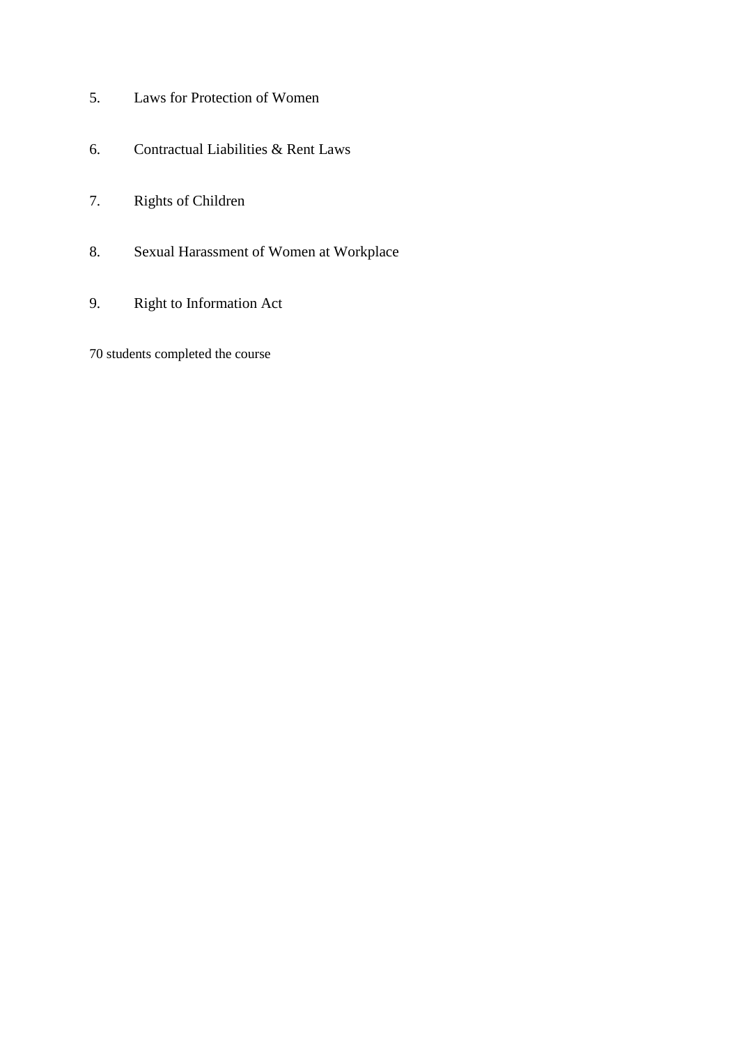5. Laws for Protection of Women

6. Contractual Liabilities & Rent Laws

7. Rights of Children

8. Sexual Harassment of Women at Workplace

9. Right to Information Act

70 students completed the course